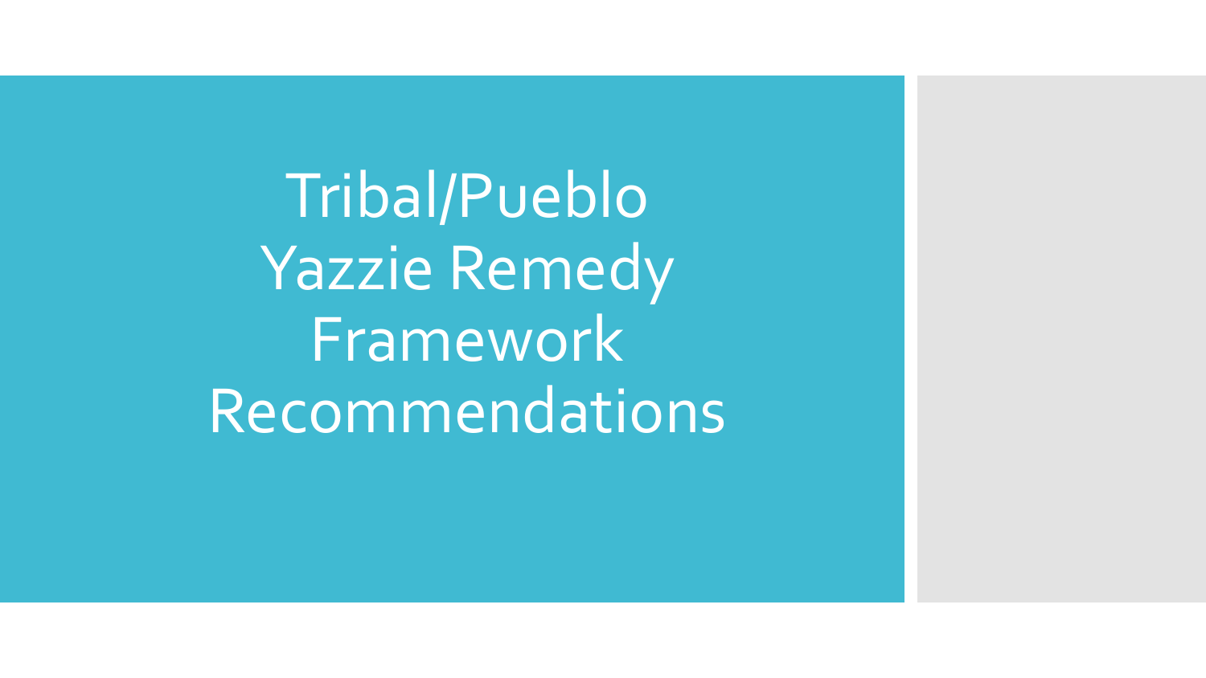# Tribal/Pueblo Yazzie Remedy Framework Recommendations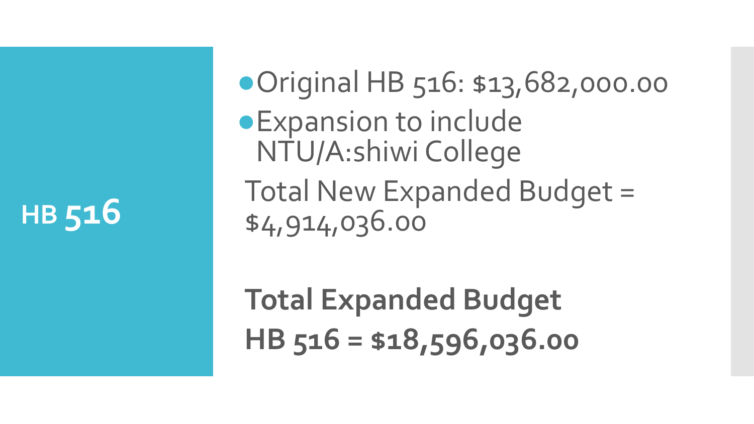# HB 516

- Original HB 516: $13,682,000.00
- Expansion to include NTU/A:shiwi College

Total New Expanded Budget = $4,914,036.00

**Total Expanded Budget HB 516 = $18,596,036.00**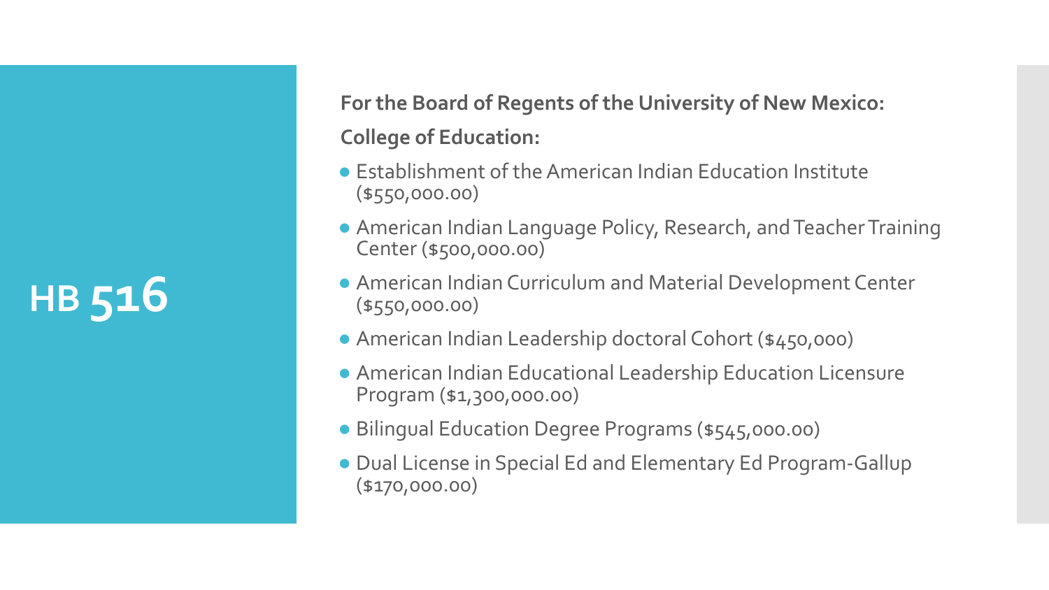# HB 516

**For the Board of Regents of the University of New Mexico:**

**College of Education:**

- Establishment of the American Indian Education Institute ($550,000.00)
- American Indian Language Policy, Research, and Teacher Training Center ($500,000.00)
- American Indian Curriculum and Material Development Center ($550,000.00)
- American Indian Leadership doctoral Cohort ($450,000)
- American Indian Educational Leadership Education Licensure Program ($1,300,000.00)
- Bilingual Education Degree Programs ($545,000.00)
- Dual License in Special Ed and Elementary Ed Program-Gallup ($170,000.00)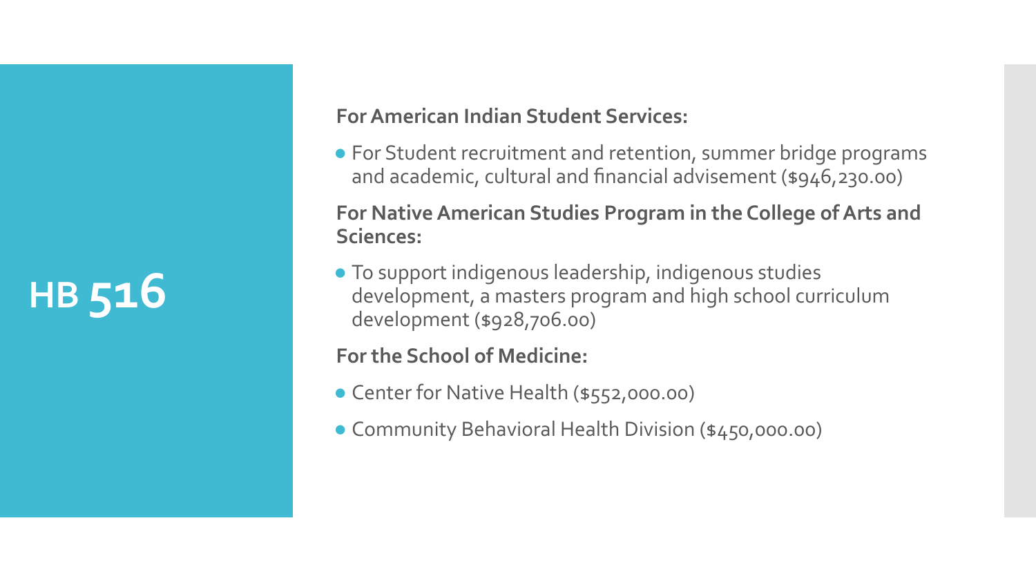# HB 516

**For American Indian Student Services:**

- For Student recruitment and retention, summer bridge programs and academic, cultural and financial advisement ($946,230.00)

**For Native American Studies Program in the College of Arts and Sciences:**

- To support indigenous leadership, indigenous studies development, a masters program and high school curriculum development ($928,706.00)

**For the School of Medicine:**

- Center for Native Health ($552,000.00)
- Community Behavioral Health Division ($450,000.00)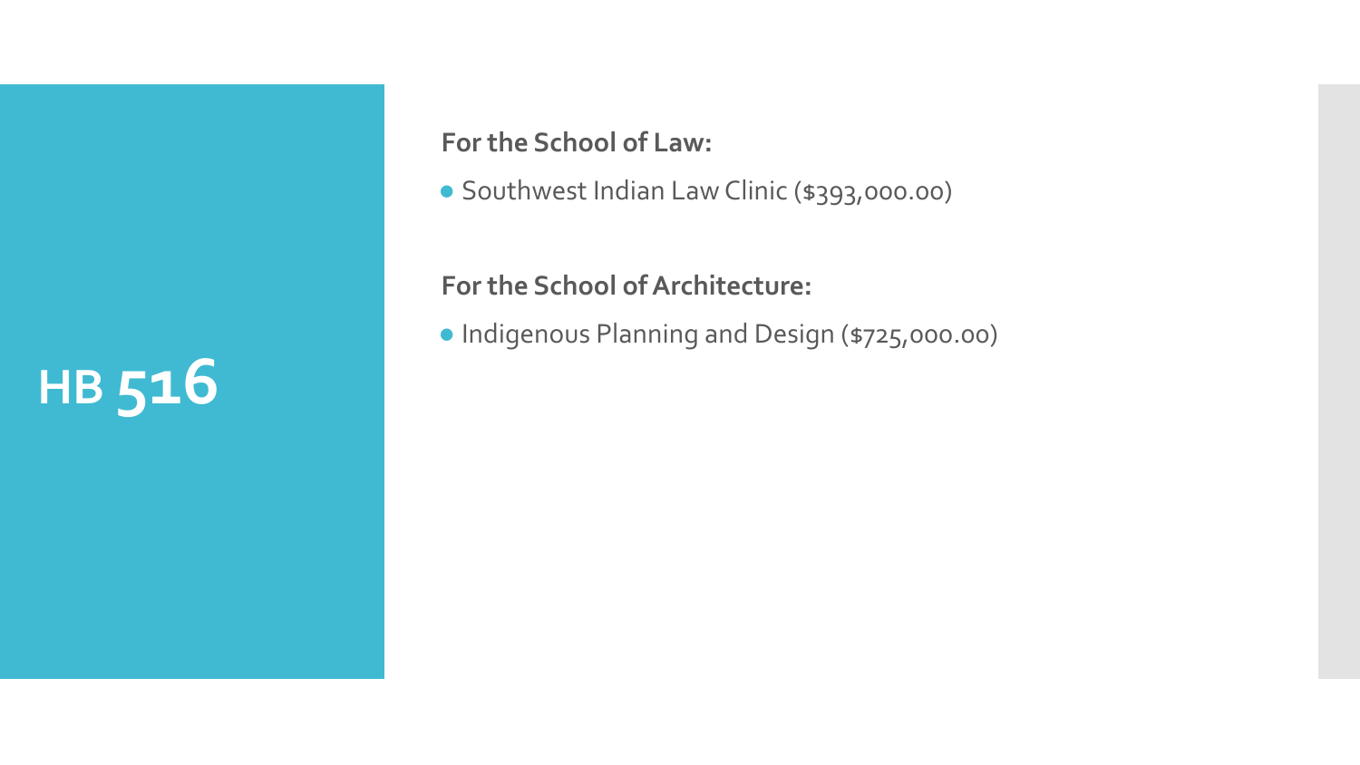# HB 516

**For the School of Law:**

- Southwest Indian Law Clinic ($393,000.00)

**For the School of Architecture:**

- Indigenous Planning and Design ($725,000.00)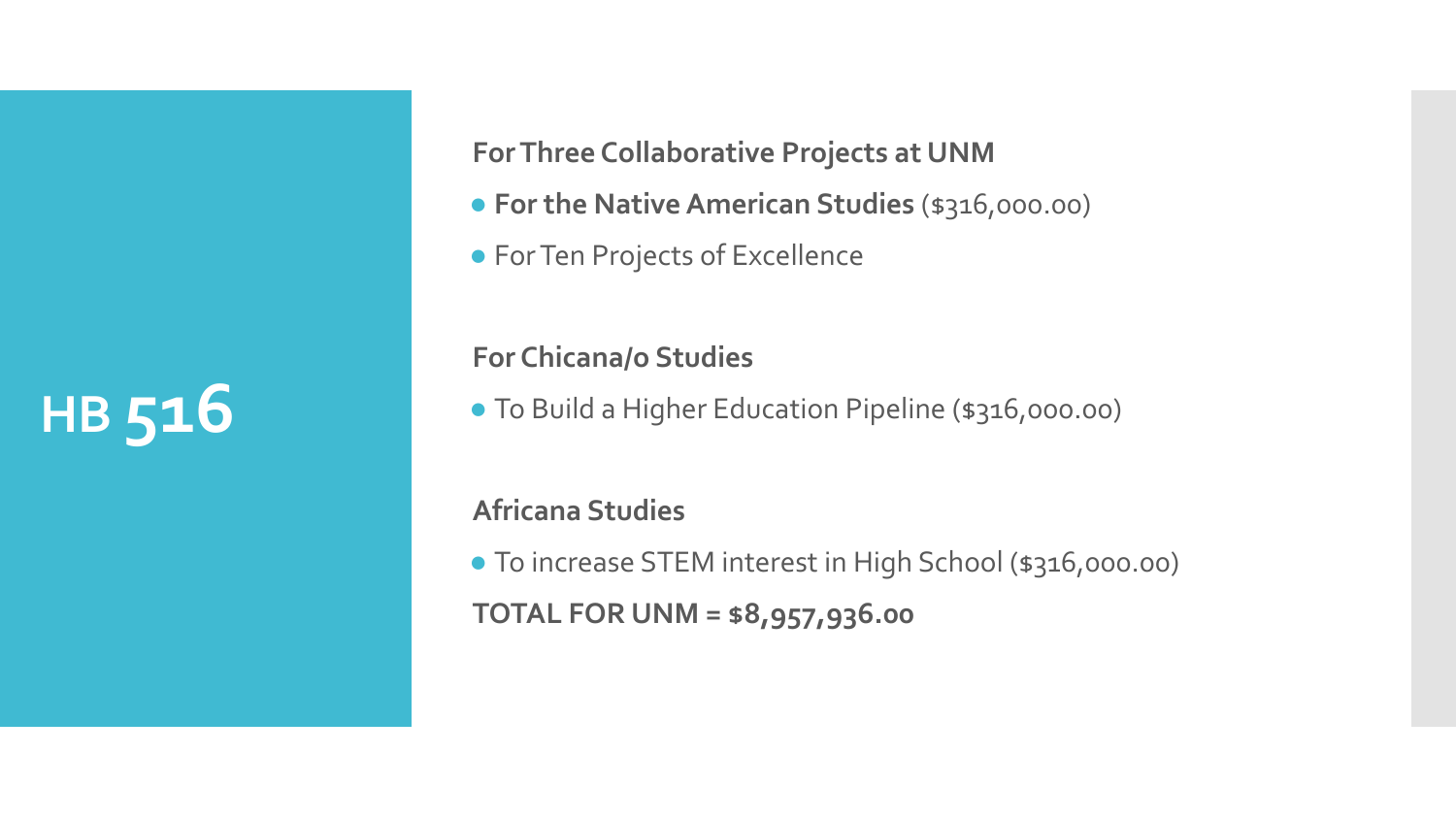# HB 516

**For Three Collaborative Projects at UNM**

- **For the Native American Studies** ($316,000.00)
- For Ten Projects of Excellence

**For Chicana/o Studies**

- To Build a Higher Education Pipeline ($316,000.00)

**Africana Studies**

- To increase STEM interest in High School ($316,000.00)

**TOTAL FOR UNM = $8,957,936.00**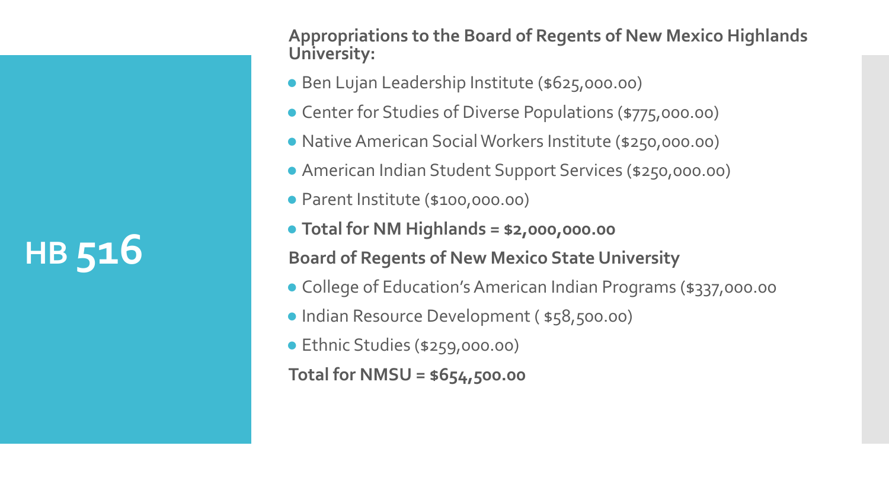# HB 516

**Appropriations to the Board of Regents of New Mexico Highlands University:**

- Ben Lujan Leadership Institute ($625,000.00)
- Center for Studies of Diverse Populations ($775,000.00)
- Native American Social Workers Institute ($250,000.00)
- American Indian Student Support Services ($250,000.00)
- Parent Institute ($100,000.00)
- **Total for NM Highlands = $2,000,000.00**

**Board of Regents of New Mexico State University**

- College of Education's American Indian Programs ($337,000.00
- Indian Resource Development ( $58,500.00)
- Ethnic Studies ($259,000.00)

**Total for NMSU = $654,500.00**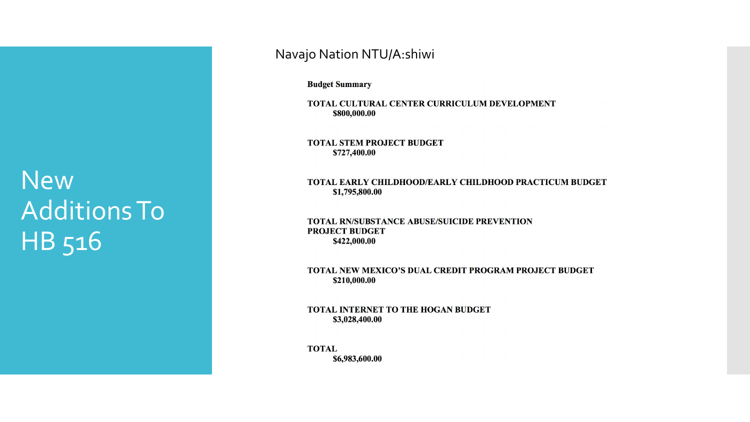# New Additions To HB 516

## Navajo Nation NTU/A:shiwi

**Budget Summary**

**TOTAL CULTURAL CENTER CURRICULUM DEVELOPMENT**
**$800,000.00**

**TOTAL STEM PROJECT BUDGET**
**$727,400.00**

**TOTAL EARLY CHILDHOOD/EARLY CHILDHOOD PRACTICUM BUDGET**
**$1,795,800.00**

**TOTAL RN/SUBSTANCE ABUSE/SUICIDE PREVENTION PROJECT BUDGET**
**$422,000.00**

**TOTAL NEW MEXICO'S DUAL CREDIT PROGRAM PROJECT BUDGET**
**$210,000.00**

**TOTAL INTERNET TO THE HOGAN BUDGET**
**$3,028,400.00**

**TOTAL**
**$6,983,600.00**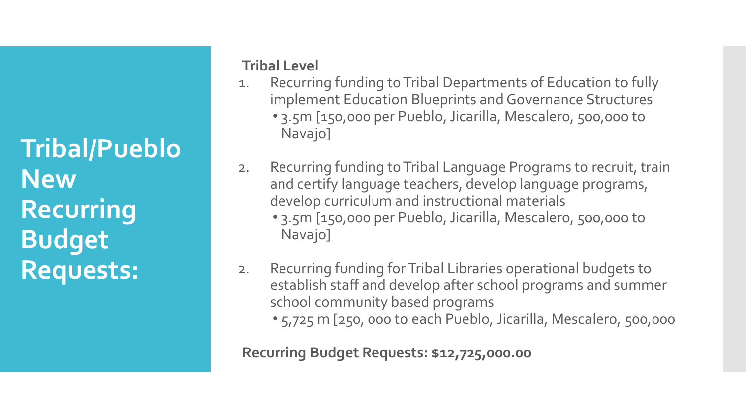# Tribal/Pueblo New Recurring Budget Requests:

**Tribal Level**

1. Recurring funding to Tribal Departments of Education to fully implement Education Blueprints and Governance Structures
   - 3.5m [150,000 per Pueblo, Jicarilla, Mescalero, 500,000 to Navajo]

2. Recurring funding to Tribal Language Programs to recruit, train and certify language teachers, develop language programs, develop curriculum and instructional materials
   - 3.5m [150,000 per Pueblo, Jicarilla, Mescalero, 500,000 to Navajo]

2. Recurring funding for Tribal Libraries operational budgets to establish staff and develop after school programs and summer school community based programs
   - 5,725 m [250, 000 to each Pueblo, Jicarilla, Mescalero, 500,000

**Recurring Budget Requests: $12,725,000.00**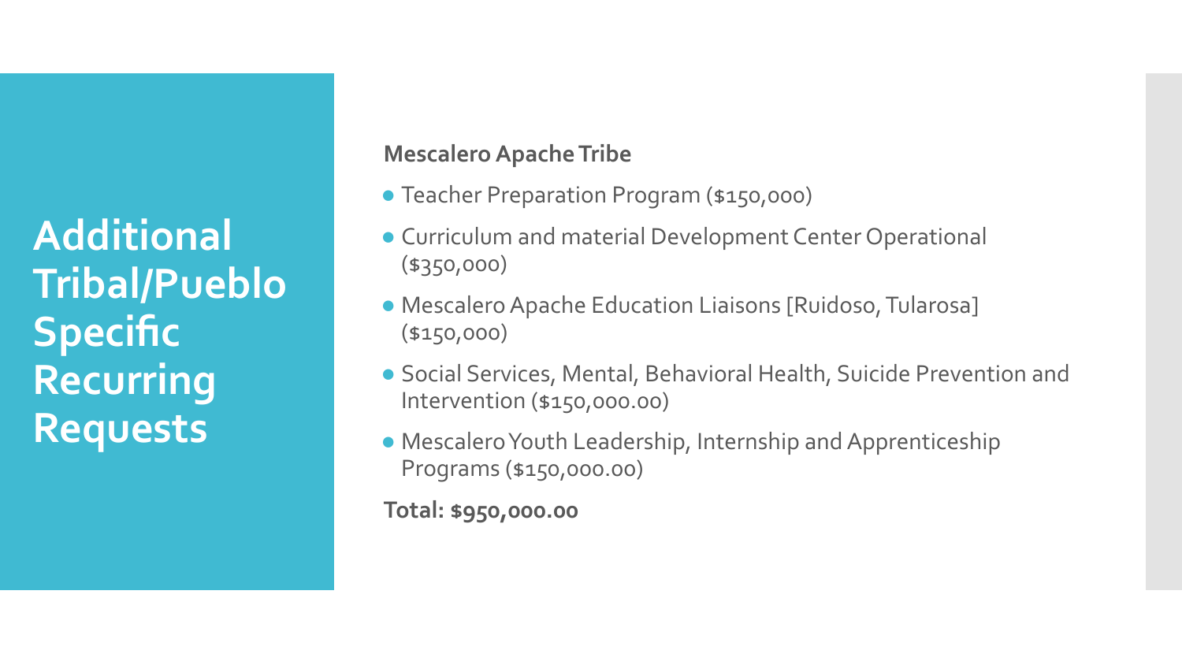# Additional Tribal/Pueblo Specific Recurring Requests

**Mescalero Apache Tribe**

- Teacher Preparation Program ($150,000)
- Curriculum and material Development Center Operational ($350,000)
- Mescalero Apache Education Liaisons [Ruidoso, Tularosa] ($150,000)
- Social Services, Mental, Behavioral Health, Suicide Prevention and Intervention ($150,000.00)
- Mescalero Youth Leadership, Internship and Apprenticeship Programs ($150,000.00)

**Total: $950,000.00**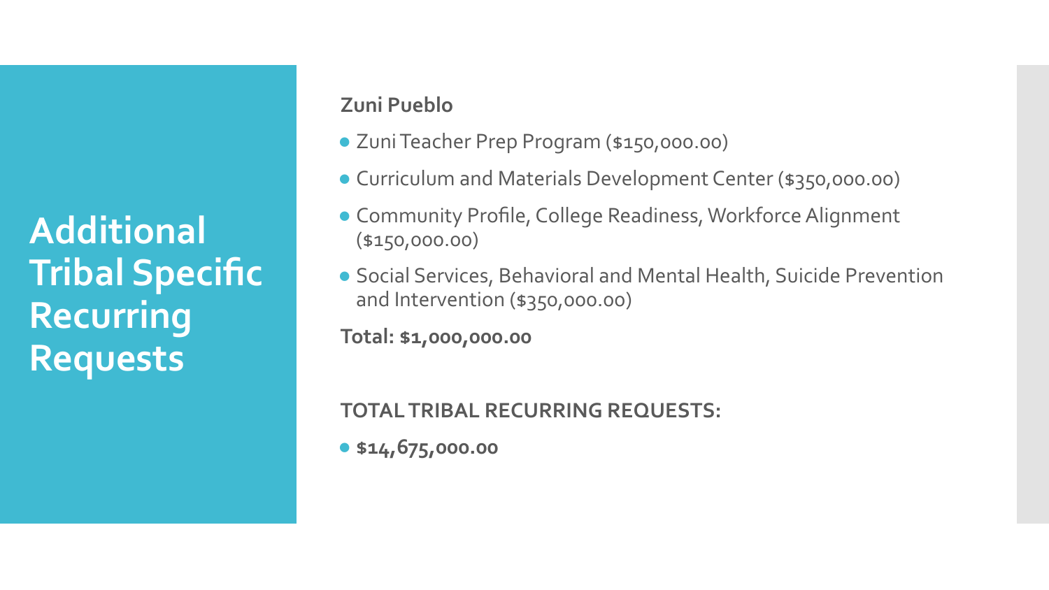# Additional Tribal Specific Recurring Requests

**Zuni Pueblo**

- Zuni Teacher Prep Program ($150,000.00)
- Curriculum and Materials Development Center ($350,000.00)
- Community Profile, College Readiness, Workforce Alignment ($150,000.00)
- Social Services, Behavioral and Mental Health, Suicide Prevention and Intervention ($350,000.00)

**Total: $1,000,000.00**

**TOTAL TRIBAL RECURRING REQUESTS:**

- **$14,675,000.00**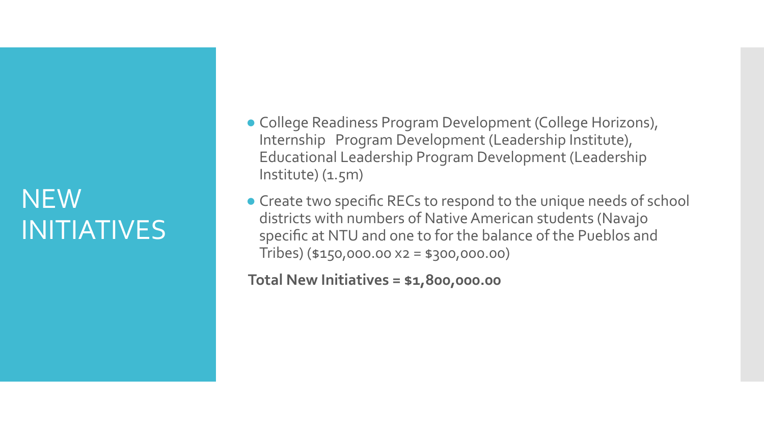# NEW INITIATIVES

- College Readiness Program Development (College Horizons), Internship Program Development (Leadership Institute), Educational Leadership Program Development (Leadership Institute) (1.5m)
- Create two specific RECs to respond to the unique needs of school districts with numbers of Native American students (Navajo specific at NTU and one to for the balance of the Pueblos and Tribes) ($150,000.00 x2 = $300,000.00)

**Total New Initiatives = $1,800,000.00**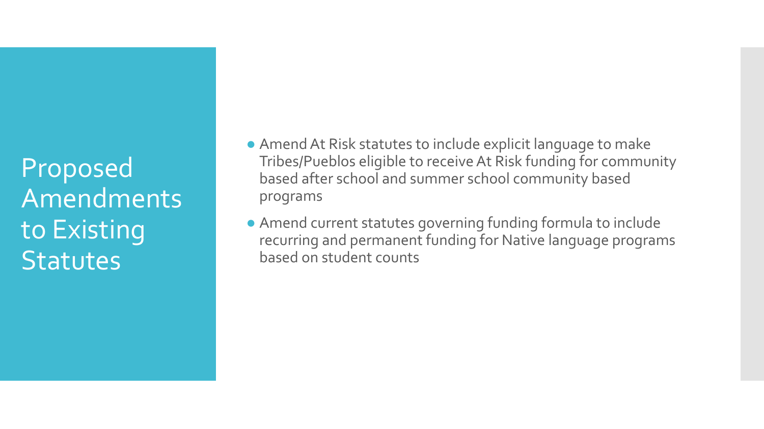# Proposed Amendments to Existing Statutes

- Amend At Risk statutes to include explicit language to make Tribes/Pueblos eligible to receive At Risk funding for community based after school and summer school community based programs
- Amend current statutes governing funding formula to include recurring and permanent funding for Native language programs based on student counts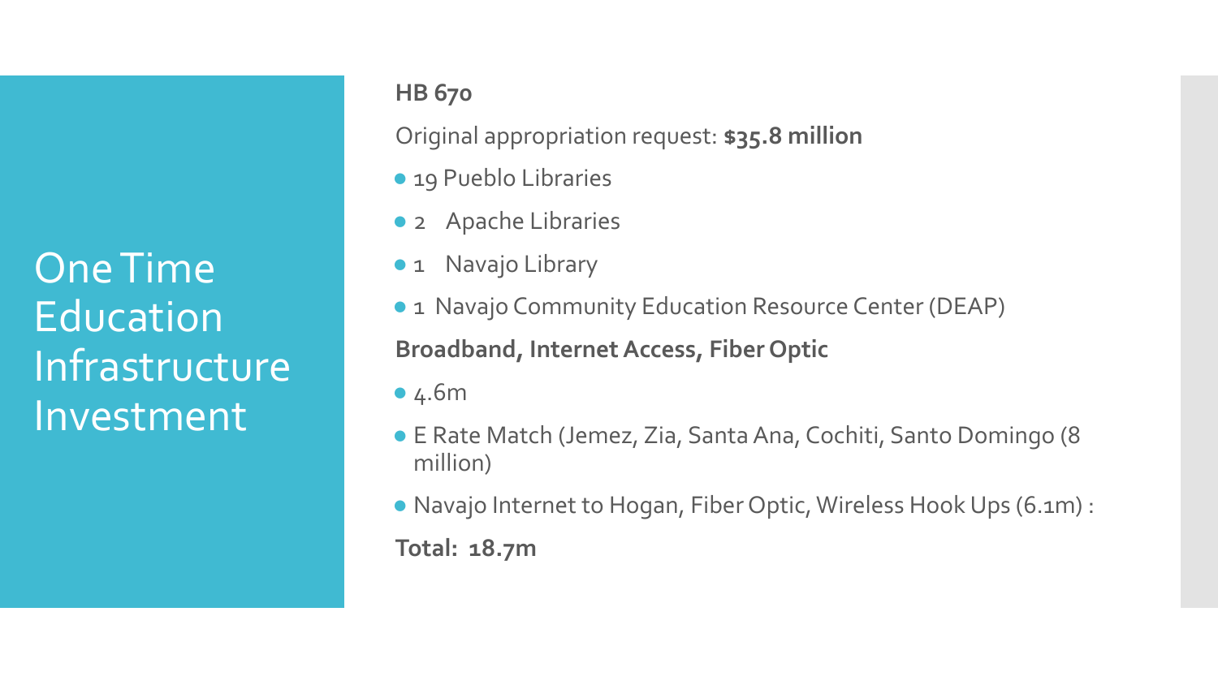# One Time Education Infrastructure Investment

**HB 670**

Original appropriation request: **$35.8 million**

- 19 Pueblo Libraries
- 2 Apache Libraries
- 1 Navajo Library
- 1 Navajo Community Education Resource Center (DEAP)

**Broadband, Internet Access, Fiber Optic**

- 4.6m
- E Rate Match (Jemez, Zia, Santa Ana, Cochiti, Santo Domingo (8 million)
- Navajo Internet to Hogan, Fiber Optic, Wireless Hook Ups (6.1m) :

**Total: 18.7m**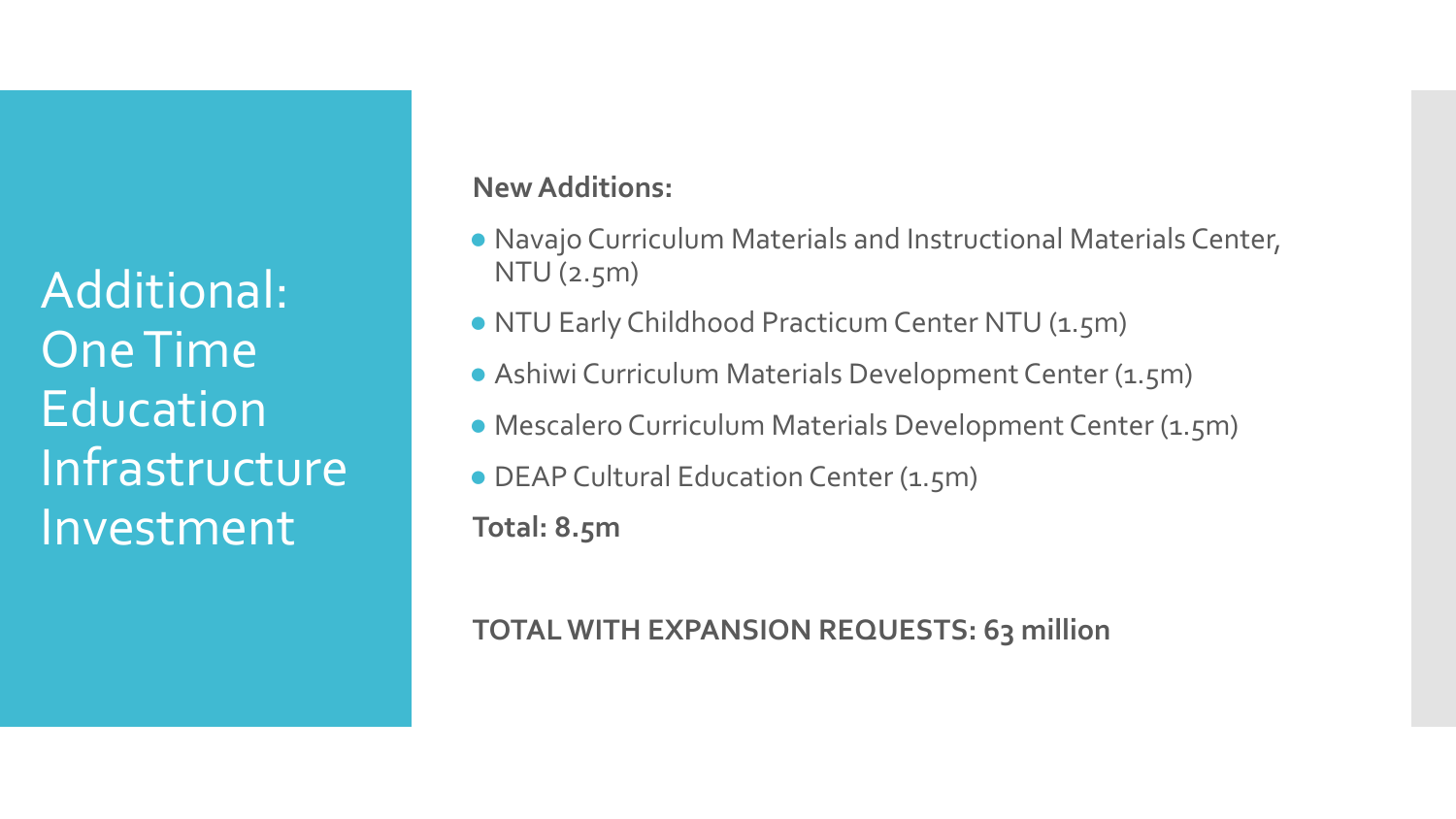# Additional: One Time Education Infrastructure Investment

**New Additions:**

- Navajo Curriculum Materials and Instructional Materials Center, NTU (2.5m)
- NTU Early Childhood Practicum Center NTU (1.5m)
- Ashiwi Curriculum Materials Development Center (1.5m)
- Mescalero Curriculum Materials Development Center (1.5m)
- DEAP Cultural Education Center (1.5m)

**Total: 8.5m**

**TOTAL WITH EXPANSION REQUESTS: 63 million**